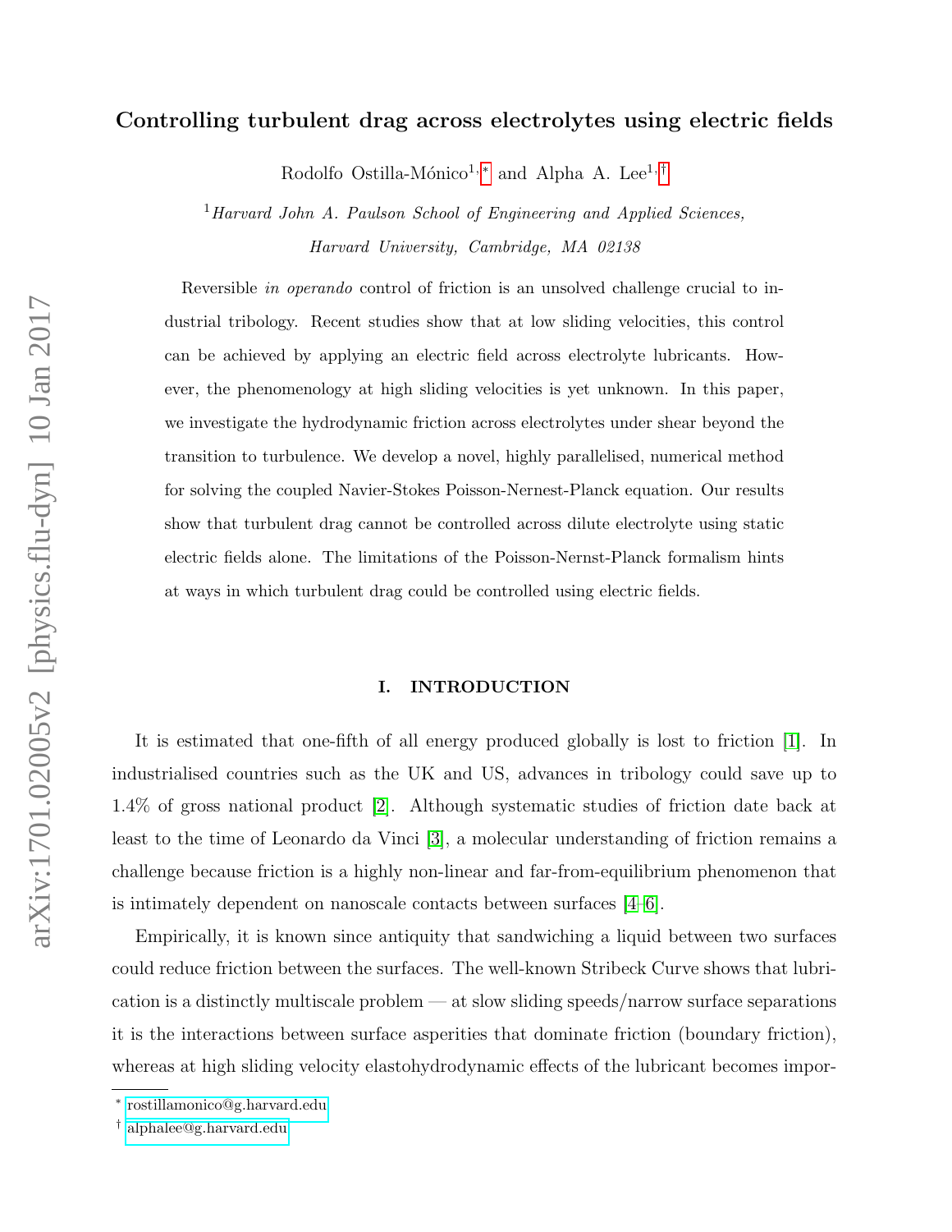# Controlling turbulent drag across electrolytes using electric fields

Rodolfo Ostilla-Mónico[1,*] and Alpha A. Lee[1,†]

[1] *Harvard John A. Paulson School of Engineering and Applied Sciences, Harvard University, Cambridge, MA 02138*

Reversible *in operando* control of friction is an unsolved challenge crucial to industrial tribology. Recent studies show that at low sliding velocities, this control can be achieved by applying an electric field across electrolyte lubricants. However, the phenomenology at high sliding velocities is yet unknown. In this paper, we investigate the hydrodynamic friction across electrolytes under shear beyond the transition to turbulence. We develop a novel, highly parallelised, numerical method for solving the coupled Navier-Stokes Poisson-Nernest-Planck equation. Our results show that turbulent drag cannot be controlled across dilute electrolyte using static electric fields alone. The limitations of the Poisson-Nernst-Planck formalism hints at ways in which turbulent drag could be controlled using electric fields.

## I. INTRODUCTION

It is estimated that one-fifth of all energy produced globally is lost to friction [1]. In industrialised countries such as the UK and US, advances in tribology could save up to 1.4% of gross national product [2]. Although systematic studies of friction date back at least to the time of Leonardo da Vinci [3], a molecular understanding of friction remains a challenge because friction is a highly non-linear and far-from-equilibrium phenomenon that is intimately dependent on nanoscale contacts between surfaces [4–6].

Empirically, it is known since antiquity that sandwiching a liquid between two surfaces could reduce friction between the surfaces. The well-known Stribeck Curve shows that lubrication is a distinctly multiscale problem — at slow sliding speeds/narrow surface separations it is the interactions between surface asperities that dominate friction (boundary friction), whereas at high sliding velocity elastohydrodynamic effects of the lubricant becomes impor-

* rostillamonico@g.harvard.edu

† alphalee@g.harvard.edu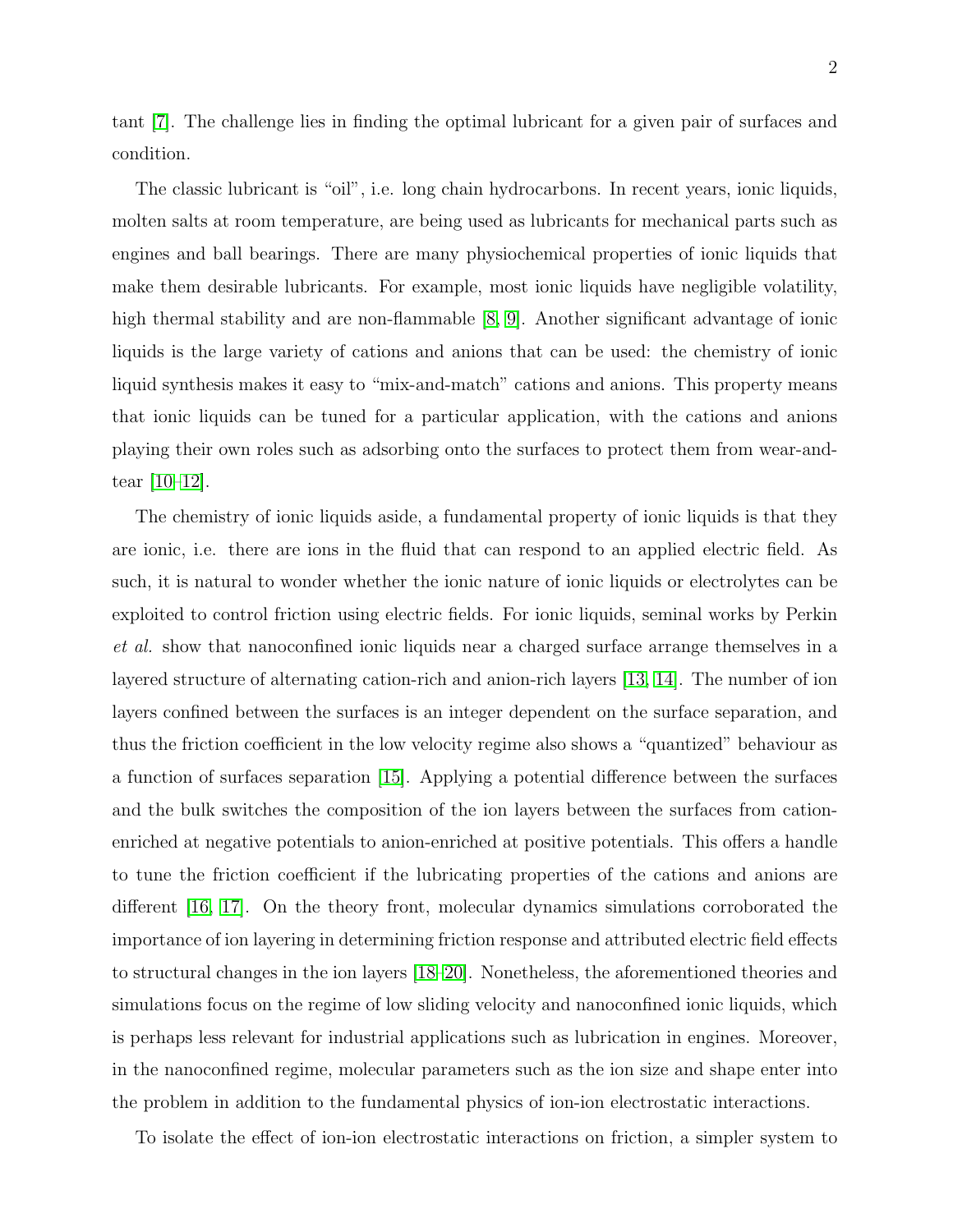tant [7]. The challenge lies in finding the optimal lubricant for a given pair of surfaces and condition.

The classic lubricant is "oil", i.e. long chain hydrocarbons. In recent years, ionic liquids, molten salts at room temperature, are being used as lubricants for mechanical parts such as engines and ball bearings. There are many physiochemical properties of ionic liquids that make them desirable lubricants. For example, most ionic liquids have negligible volatility, high thermal stability and are non-flammable [8, 9]. Another significant advantage of ionic liquids is the large variety of cations and anions that can be used: the chemistry of ionic liquid synthesis makes it easy to "mix-and-match" cations and anions. This property means that ionic liquids can be tuned for a particular application, with the cations and anions playing their own roles such as adsorbing onto the surfaces to protect them from wear-and-tear [10–12].

The chemistry of ionic liquids aside, a fundamental property of ionic liquids is that they are ionic, i.e. there are ions in the fluid that can respond to an applied electric field. As such, it is natural to wonder whether the ionic nature of ionic liquids or electrolytes can be exploited to control friction using electric fields. For ionic liquids, seminal works by Perkin *et al.* show that nanoconfined ionic liquids near a charged surface arrange themselves in a layered structure of alternating cation-rich and anion-rich layers [13, 14]. The number of ion layers confined between the surfaces is an integer dependent on the surface separation, and thus the friction coefficient in the low velocity regime also shows a "quantized" behaviour as a function of surfaces separation [15]. Applying a potential difference between the surfaces and the bulk switches the composition of the ion layers between the surfaces from cation-enriched at negative potentials to anion-enriched at positive potentials. This offers a handle to tune the friction coefficient if the lubricating properties of the cations and anions are different [16, 17]. On the theory front, molecular dynamics simulations corroborated the importance of ion layering in determining friction response and attributed electric field effects to structural changes in the ion layers [18–20]. Nonetheless, the aforementioned theories and simulations focus on the regime of low sliding velocity and nanoconfined ionic liquids, which is perhaps less relevant for industrial applications such as lubrication in engines. Moreover, in the nanoconfined regime, molecular parameters such as the ion size and shape enter into the problem in addition to the fundamental physics of ion-ion electrostatic interactions.

To isolate the effect of ion-ion electrostatic interactions on friction, a simpler system to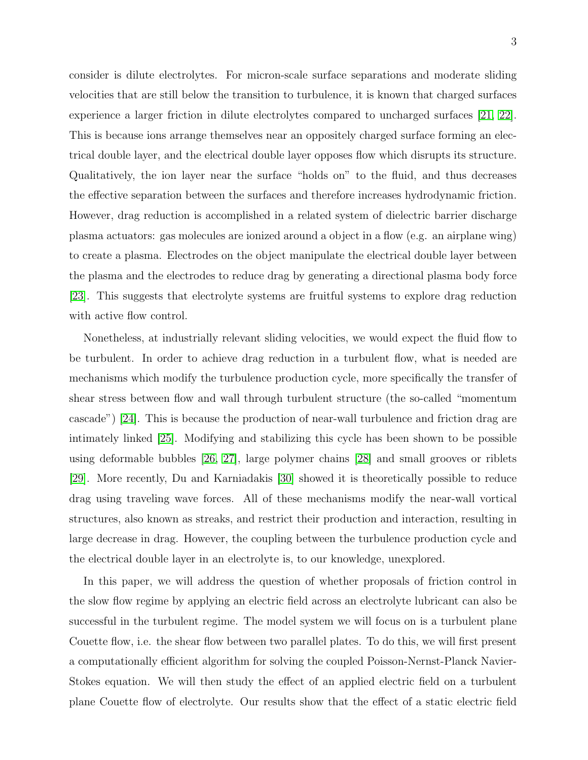consider is dilute electrolytes. For micron-scale surface separations and moderate sliding velocities that are still below the transition to turbulence, it is known that charged surfaces experience a larger friction in dilute electrolytes compared to uncharged surfaces [21, 22]. This is because ions arrange themselves near an oppositely charged surface forming an electrical double layer, and the electrical double layer opposes flow which disrupts its structure. Qualitatively, the ion layer near the surface "holds on" to the fluid, and thus decreases the effective separation between the surfaces and therefore increases hydrodynamic friction. However, drag reduction is accomplished in a related system of dielectric barrier discharge plasma actuators: gas molecules are ionized around a object in a flow (e.g. an airplane wing) to create a plasma. Electrodes on the object manipulate the electrical double layer between the plasma and the electrodes to reduce drag by generating a directional plasma body force [23]. This suggests that electrolyte systems are fruitful systems to explore drag reduction with active flow control.

Nonetheless, at industrially relevant sliding velocities, we would expect the fluid flow to be turbulent. In order to achieve drag reduction in a turbulent flow, what is needed are mechanisms which modify the turbulence production cycle, more specifically the transfer of shear stress between flow and wall through turbulent structure (the so-called "momentum cascade") [24]. This is because the production of near-wall turbulence and friction drag are intimately linked [25]. Modifying and stabilizing this cycle has been shown to be possible using deformable bubbles [26, 27], large polymer chains [28] and small grooves or riblets [29]. More recently, Du and Karniadakis [30] showed it is theoretically possible to reduce drag using traveling wave forces. All of these mechanisms modify the near-wall vortical structures, also known as streaks, and restrict their production and interaction, resulting in large decrease in drag. However, the coupling between the turbulence production cycle and the electrical double layer in an electrolyte is, to our knowledge, unexplored.

In this paper, we will address the question of whether proposals of friction control in the slow flow regime by applying an electric field across an electrolyte lubricant can also be successful in the turbulent regime. The model system we will focus on is a turbulent plane Couette flow, i.e. the shear flow between two parallel plates. To do this, we will first present a computationally efficient algorithm for solving the coupled Poisson-Nernst-Planck Navier-Stokes equation. We will then study the effect of an applied electric field on a turbulent plane Couette flow of electrolyte. Our results show that the effect of a static electric field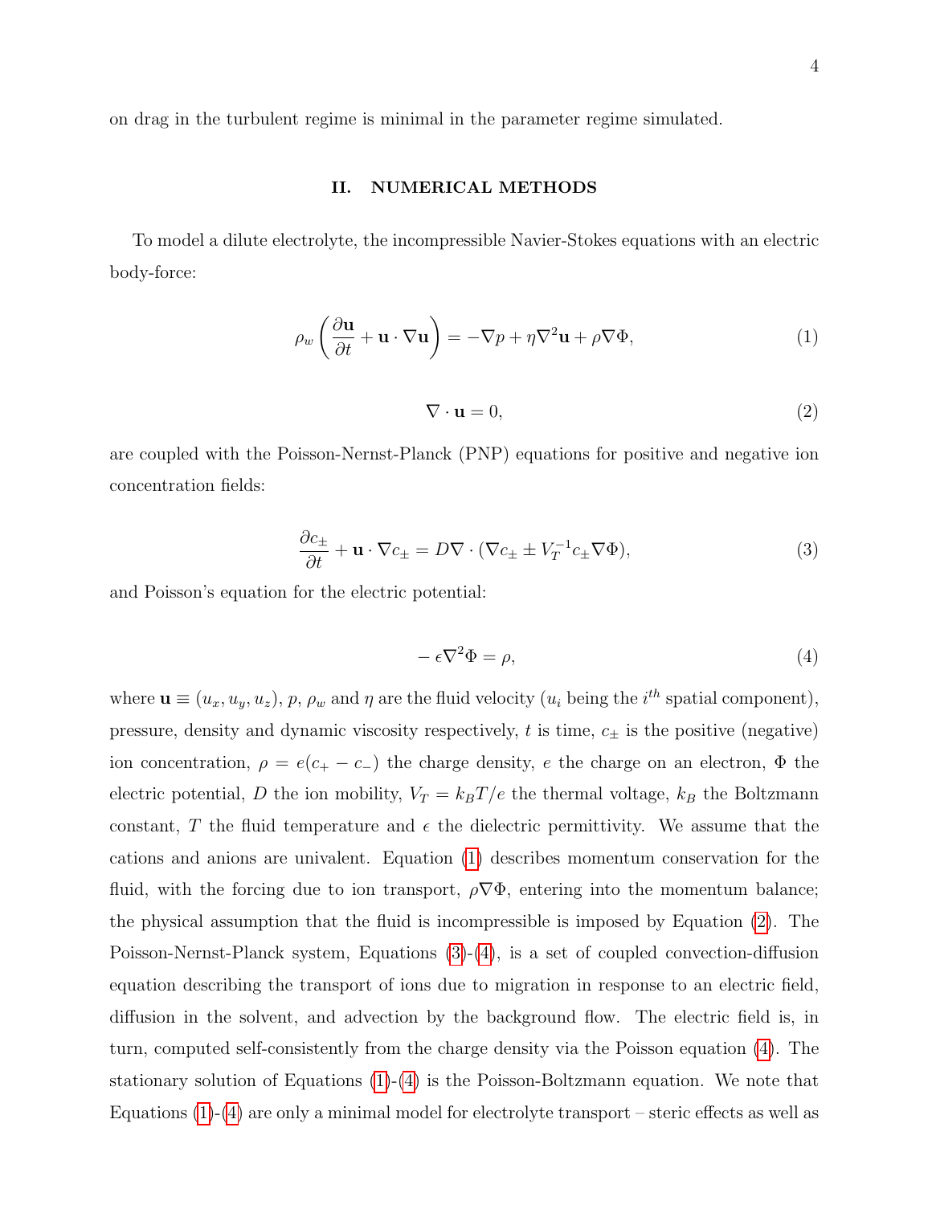on drag in the turbulent regime is minimal in the parameter regime simulated.

## II. NUMERICAL METHODS

To model a dilute electrolyte, the incompressible Navier-Stokes equations with an electric body-force:

$$\rho_w \left( \frac{\partial \mathbf{u}}{\partial t} + \mathbf{u} \cdot \nabla \mathbf{u} \right) = -\nabla p + \eta \nabla^2 \mathbf{u} + \rho \nabla \Phi, \tag{1}$$

$$\nabla \cdot \mathbf{u} = 0, \tag{2}$$

are coupled with the Poisson-Nernst-Planck (PNP) equations for positive and negative ion concentration fields:

$$\frac{\partial c_\pm}{\partial t} + \mathbf{u} \cdot \nabla c_\pm = D \nabla \cdot (\nabla c_\pm \pm V_T^{-1} c_\pm \nabla \Phi), \tag{3}$$

and Poisson's equation for the electric potential:

$$-\epsilon \nabla^2 \Phi = \rho, \tag{4}$$

where $\mathbf{u} \equiv (u_x, u_y, u_z)$, $p$, $\rho_w$ and $\eta$ are the fluid velocity ($u_i$ being the $i^{th}$ spatial component), pressure, density and dynamic viscosity respectively, $t$ is time, $c_\pm$ is the positive (negative) ion concentration, $\rho = e(c_+ - c_-)$ the charge density, $e$ the charge on an electron, $\Phi$ the electric potential, $D$ the ion mobility, $V_T = k_B T/e$ the thermal voltage, $k_B$ the Boltzmann constant, $T$ the fluid temperature and $\epsilon$ the dielectric permittivity. We assume that the cations and anions are univalent. Equation (1) describes momentum conservation for the fluid, with the forcing due to ion transport, $\rho \nabla \Phi$, entering into the momentum balance; the physical assumption that the fluid is incompressible is imposed by Equation (2). The Poisson-Nernst-Planck system, Equations (3)-(4), is a set of coupled convection-diffusion equation describing the transport of ions due to migration in response to an electric field, diffusion in the solvent, and advection by the background flow. The electric field is, in turn, computed self-consistently from the charge density via the Poisson equation (4). The stationary solution of Equations (1)-(4) is the Poisson-Boltzmann equation. We note that Equations (1)-(4) are only a minimal model for electrolyte transport – steric effects as well as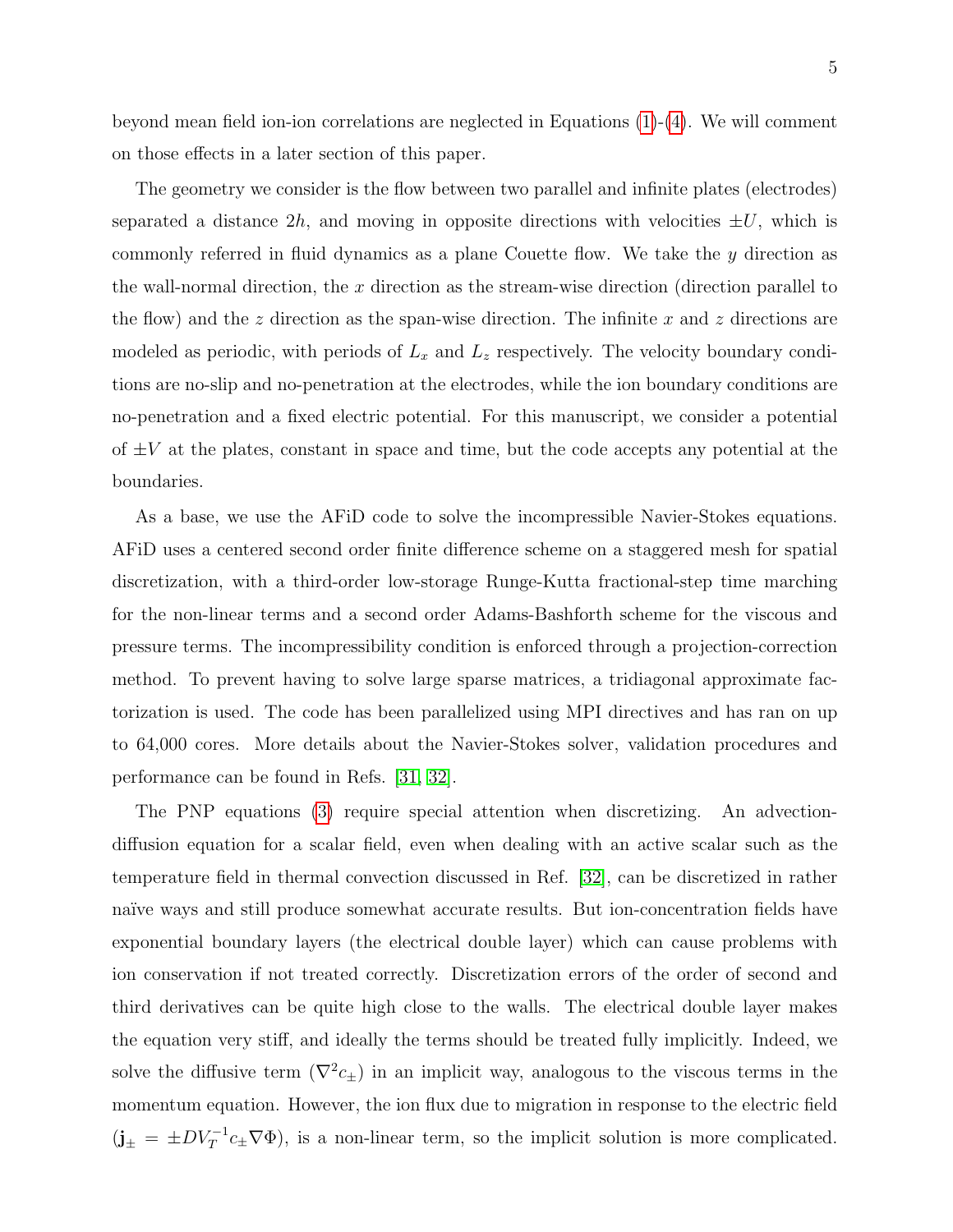beyond mean field ion-ion correlations are neglected in Equations (1)-(4). We will comment on those effects in a later section of this paper.

The geometry we consider is the flow between two parallel and infinite plates (electrodes) separated a distance $2h$, and moving in opposite directions with velocities $\pm U$, which is commonly referred in fluid dynamics as a plane Couette flow. We take the $y$ direction as the wall-normal direction, the $x$ direction as the stream-wise direction (direction parallel to the flow) and the $z$ direction as the span-wise direction. The infinite $x$ and $z$ directions are modeled as periodic, with periods of $L_x$ and $L_z$ respectively. The velocity boundary conditions are no-slip and no-penetration at the electrodes, while the ion boundary conditions are no-penetration and a fixed electric potential. For this manuscript, we consider a potential of $\pm V$ at the plates, constant in space and time, but the code accepts any potential at the boundaries.

As a base, we use the AFiD code to solve the incompressible Navier-Stokes equations. AFiD uses a centered second order finite difference scheme on a staggered mesh for spatial discretization, with a third-order low-storage Runge-Kutta fractional-step time marching for the non-linear terms and a second order Adams-Bashforth scheme for the viscous and pressure terms. The incompressibility condition is enforced through a projection-correction method. To prevent having to solve large sparse matrices, a tridiagonal approximate factorization is used. The code has been parallelized using MPI directives and has ran on up to 64,000 cores. More details about the Navier-Stokes solver, validation procedures and performance can be found in Refs. [31, 32].

The PNP equations (3) require special attention when discretizing. An advection-diffusion equation for a scalar field, even when dealing with an active scalar such as the temperature field in thermal convection discussed in Ref. [32], can be discretized in rather naïve ways and still produce somewhat accurate results. But ion-concentration fields have exponential boundary layers (the electrical double layer) which can cause problems with ion conservation if not treated correctly. Discretization errors of the order of second and third derivatives can be quite high close to the walls. The electrical double layer makes the equation very stiff, and ideally the terms should be treated fully implicitly. Indeed, we solve the diffusive term ($\nabla^2 c_\pm$) in an implicit way, analogous to the viscous terms in the momentum equation. However, the ion flux due to migration in response to the electric field ($\mathbf{j}_\pm = \pm D V_T^{-1} c_\pm \nabla \Phi$), is a non-linear term, so the implicit solution is more complicated.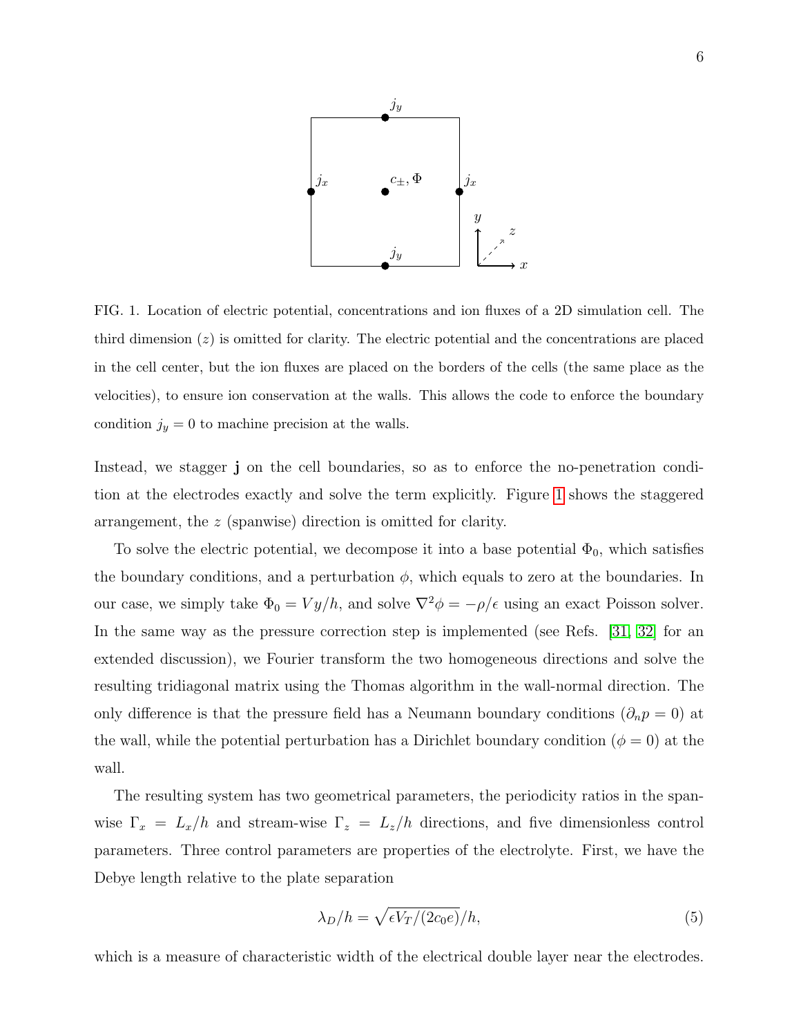FIG. 1. Location of electric potential, concentrations and ion fluxes of a 2D simulation cell. The third dimension ($z$) is omitted for clarity. The electric potential and the concentrations are placed in the cell center, but the ion fluxes are placed on the borders of the cells (the same place as the velocities), to ensure ion conservation at the walls. This allows the code to enforce the boundary condition $j_y = 0$ to machine precision at the walls.

Instead, we stagger $\mathbf{j}$ on the cell boundaries, so as to enforce the no-penetration condition at the electrodes exactly and solve the term explicitly. Figure 1 shows the staggered arrangement, the $z$ (spanwise) direction is omitted for clarity.

To solve the electric potential, we decompose it into a base potential $\Phi_0$, which satisfies the boundary conditions, and a perturbation $\phi$, which equals to zero at the boundaries. In our case, we simply take $\Phi_0 = Vy/h$, and solve $\nabla^2\phi = -\rho/\epsilon$ using an exact Poisson solver. In the same way as the pressure correction step is implemented (see Refs. [31, 32] for an extended discussion), we Fourier transform the two homogeneous directions and solve the resulting tridiagonal matrix using the Thomas algorithm in the wall-normal direction. The only difference is that the pressure field has a Neumann boundary conditions ($\partial_n p = 0$) at the wall, while the potential perturbation has a Dirichlet boundary condition ($\phi = 0$) at the wall.

The resulting system has two geometrical parameters, the periodicity ratios in the span-wise $\Gamma_x = L_x/h$ and stream-wise $\Gamma_z = L_z/h$ directions, and five dimensionless control parameters. Three control parameters are properties of the electrolyte. First, we have the Debye length relative to the plate separation

$$\lambda_D/h = \sqrt{\epsilon V_T/(2c_0 e)}/h, \tag{5}$$

which is a measure of characteristic width of the electrical double layer near the electrodes.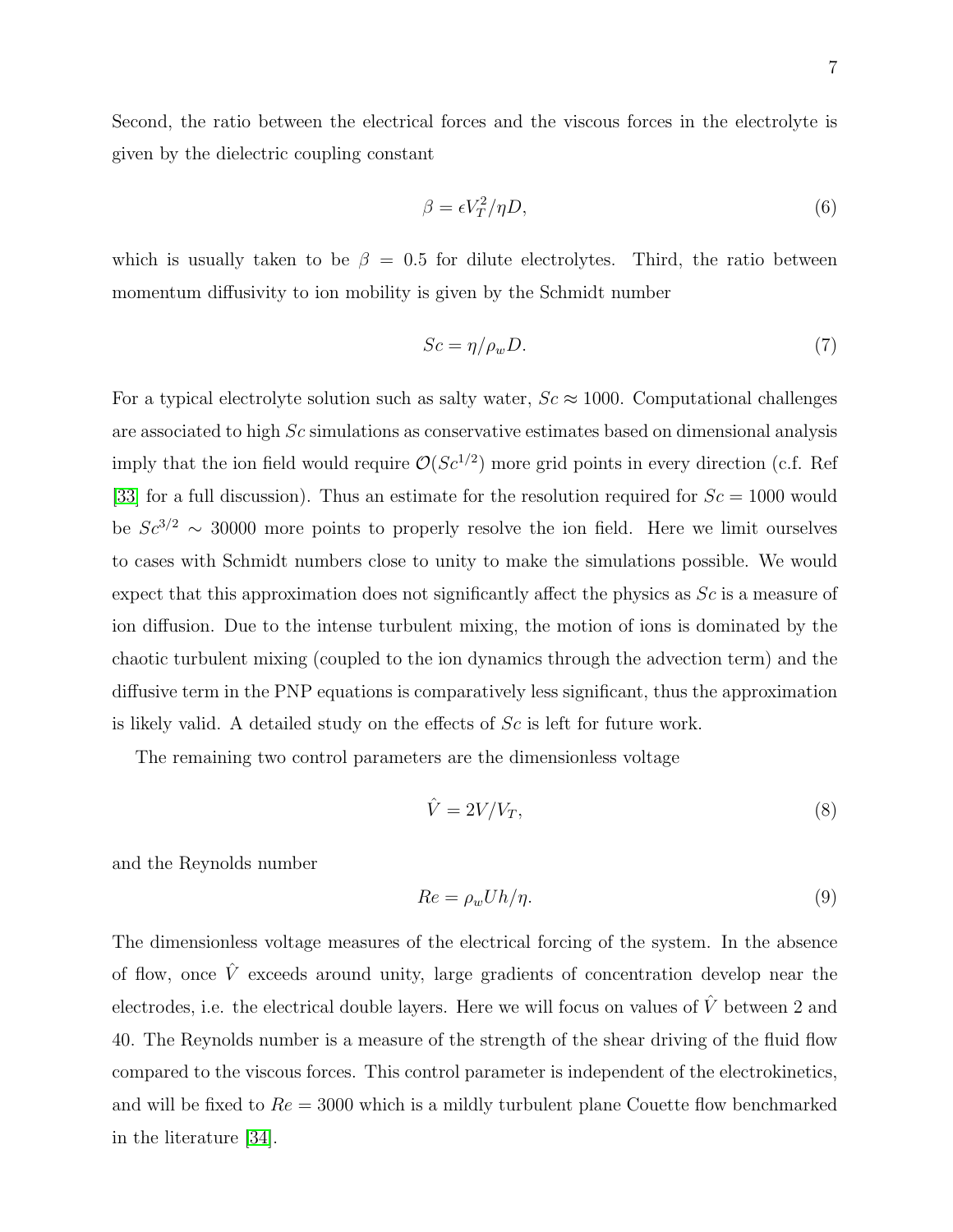Second, the ratio between the electrical forces and the viscous forces in the electrolyte is given by the dielectric coupling constant

$$\beta = \epsilon V_T^2 / \eta D, \tag{6}$$

which is usually taken to be $\beta = 0.5$ for dilute electrolytes. Third, the ratio between momentum diffusivity to ion mobility is given by the Schmidt number

$$Sc = \eta / \rho_w D. \tag{7}$$

For a typical electrolyte solution such as salty water, $Sc \approx 1000$. Computational challenges are associated to high $Sc$ simulations as conservative estimates based on dimensional analysis imply that the ion field would require $\mathcal{O}(Sc^{1/2})$ more grid points in every direction (c.f. Ref [33] for a full discussion). Thus an estimate for the resolution required for $Sc = 1000$ would be $Sc^{3/2} \sim 30000$ more points to properly resolve the ion field. Here we limit ourselves to cases with Schmidt numbers close to unity to make the simulations possible. We would expect that this approximation does not significantly affect the physics as $Sc$ is a measure of ion diffusion. Due to the intense turbulent mixing, the motion of ions is dominated by the chaotic turbulent mixing (coupled to the ion dynamics through the advection term) and the diffusive term in the PNP equations is comparatively less significant, thus the approximation is likely valid. A detailed study on the effects of $Sc$ is left for future work.

The remaining two control parameters are the dimensionless voltage

$$\hat{V} = 2V / V_T, \tag{8}$$

and the Reynolds number

$$Re = \rho_w U h / \eta. \tag{9}$$

The dimensionless voltage measures of the electrical forcing of the system. In the absence of flow, once $\hat{V}$ exceeds around unity, large gradients of concentration develop near the electrodes, i.e. the electrical double layers. Here we will focus on values of $\hat{V}$ between 2 and 40. The Reynolds number is a measure of the strength of the shear driving of the fluid flow compared to the viscous forces. This control parameter is independent of the electrokinetics, and will be fixed to $Re = 3000$ which is a mildly turbulent plane Couette flow benchmarked in the literature [34].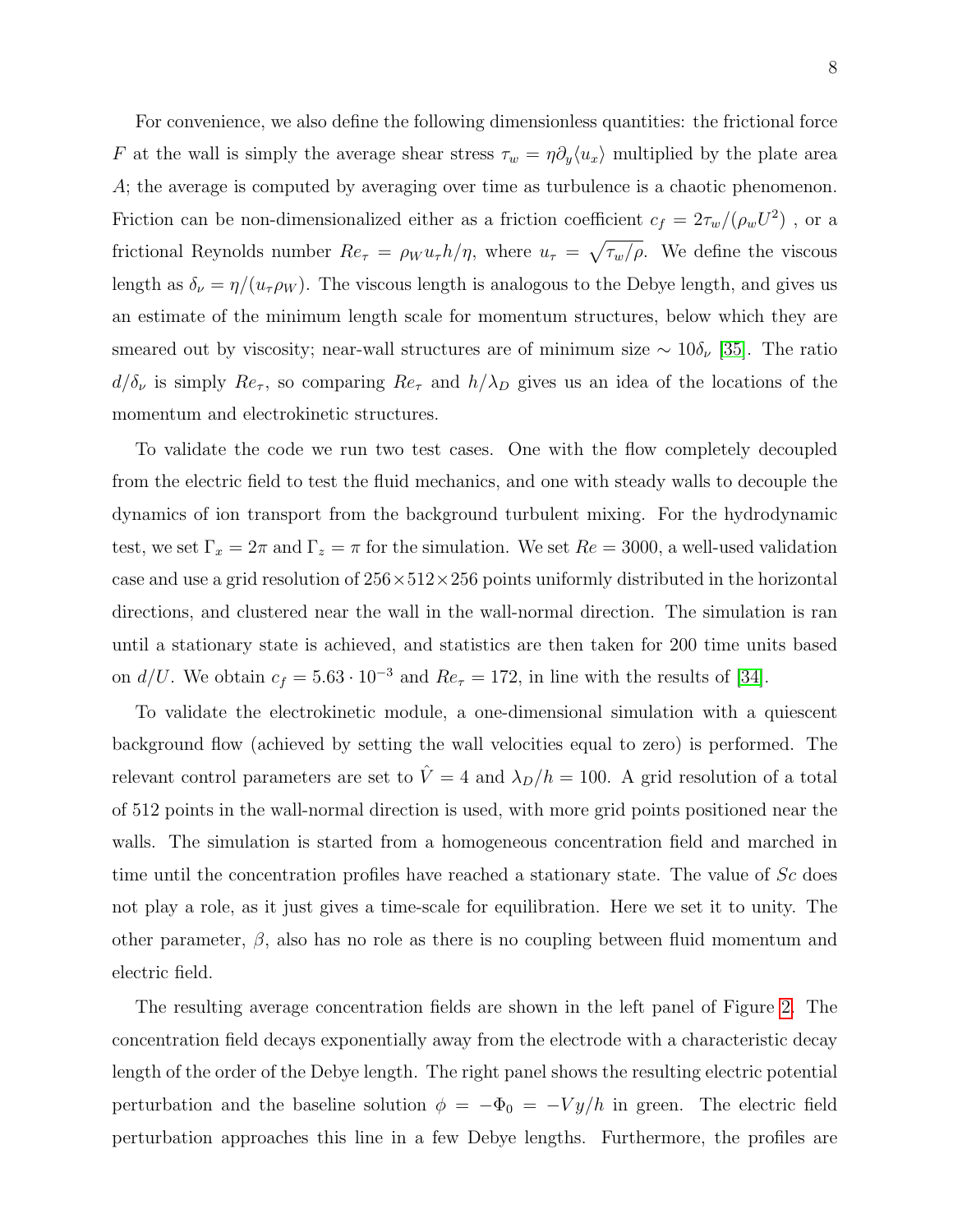For convenience, we also define the following dimensionless quantities: the frictional force $F$ at the wall is simply the average shear stress $\tau_w = \eta \partial_y \langle u_x \rangle$ multiplied by the plate area $A$; the average is computed by averaging over time as turbulence is a chaotic phenomenon. Friction can be non-dimensionalized either as a friction coefficient $c_f = 2\tau_w/(\rho_w U^2)$ , or a frictional Reynolds number $Re_\tau = \rho_W u_\tau h/\eta$, where $u_\tau = \sqrt{\tau_w/\rho}$. We define the viscous length as $\delta_\nu = \eta/(u_\tau \rho_W)$. The viscous length is analogous to the Debye length, and gives us an estimate of the minimum length scale for momentum structures, below which they are smeared out by viscosity; near-wall structures are of minimum size $\sim 10\delta_\nu$ [35]. The ratio $d/\delta_\nu$ is simply $Re_\tau$, so comparing $Re_\tau$ and $h/\lambda_D$ gives us an idea of the locations of the momentum and electrokinetic structures.

To validate the code we run two test cases. One with the flow completely decoupled from the electric field to test the fluid mechanics, and one with steady walls to decouple the dynamics of ion transport from the background turbulent mixing. For the hydrodynamic test, we set $\Gamma_x = 2\pi$ and $\Gamma_z = \pi$ for the simulation. We set $Re = 3000$, a well-used validation case and use a grid resolution of $256 \times 512 \times 256$ points uniformly distributed in the horizontal directions, and clustered near the wall in the wall-normal direction. The simulation is ran until a stationary state is achieved, and statistics are then taken for 200 time units based on $d/U$. We obtain $c_f = 5.63 \cdot 10^{-3}$ and $Re_\tau = 172$, in line with the results of [34].

To validate the electrokinetic module, a one-dimensional simulation with a quiescent background flow (achieved by setting the wall velocities equal to zero) is performed. The relevant control parameters are set to $\hat{V} = 4$ and $\lambda_D/h = 100$. A grid resolution of a total of 512 points in the wall-normal direction is used, with more grid points positioned near the walls. The simulation is started from a homogeneous concentration field and marched in time until the concentration profiles have reached a stationary state. The value of $Sc$ does not play a role, as it just gives a time-scale for equilibration. Here we set it to unity. The other parameter, $\beta$, also has no role as there is no coupling between fluid momentum and electric field.

The resulting average concentration fields are shown in the left panel of Figure 2. The concentration field decays exponentially away from the electrode with a characteristic decay length of the order of the Debye length. The right panel shows the resulting electric potential perturbation and the baseline solution $\phi = -\Phi_0 = -Vy/h$ in green. The electric field perturbation approaches this line in a few Debye lengths. Furthermore, the profiles are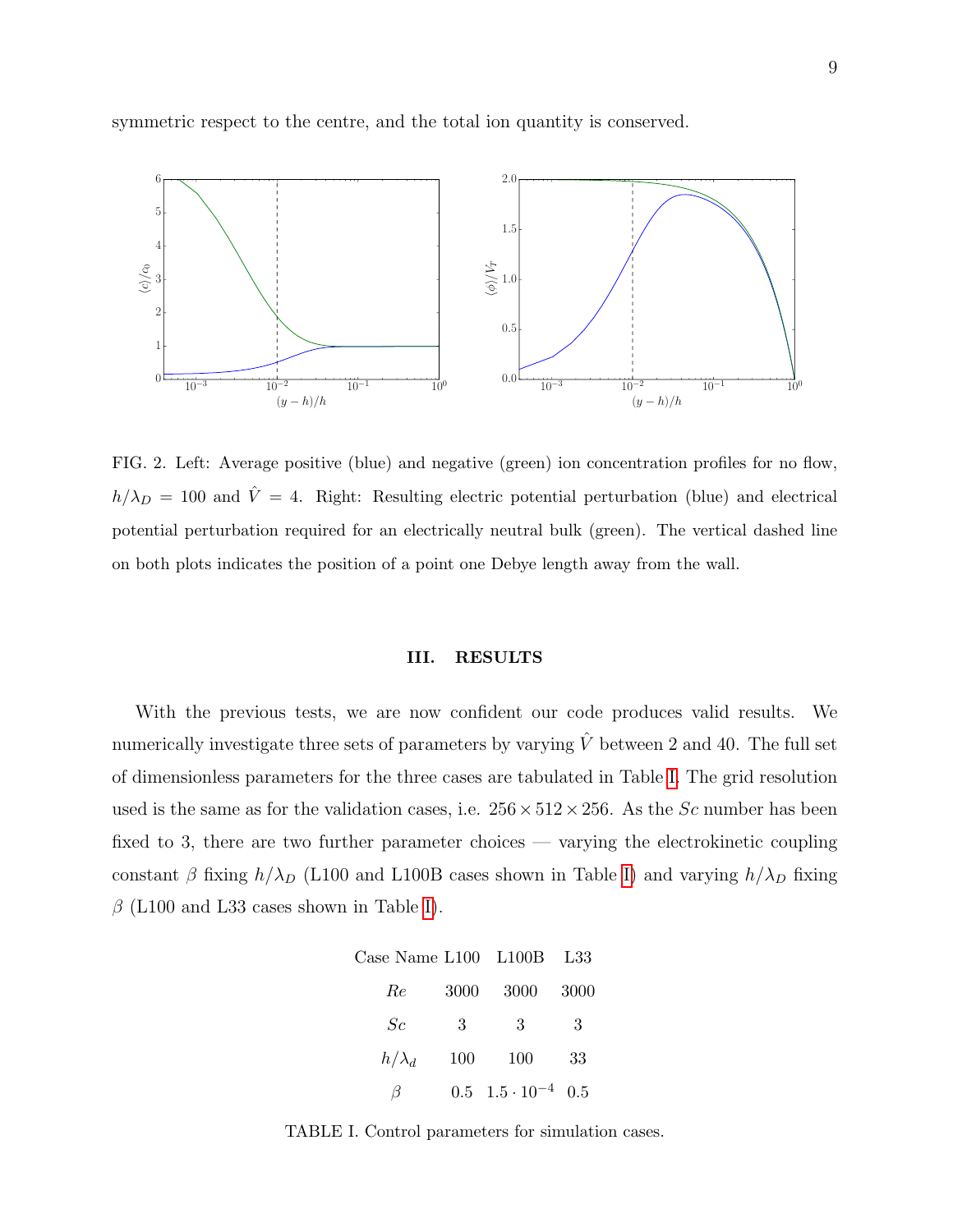symmetric respect to the centre, and the total ion quantity is conserved.

FIG. 2. Left: Average positive (blue) and negative (green) ion concentration profiles for no flow, $h/\lambda_D = 100$ and $\hat{V} = 4$. Right: Resulting electric potential perturbation (blue) and electrical potential perturbation required for an electrically neutral bulk (green). The vertical dashed line on both plots indicates the position of a point one Debye length away from the wall.

## III. RESULTS

With the previous tests, we are now confident our code produces valid results. We numerically investigate three sets of parameters by varying $\hat{V}$ between 2 and 40. The full set of dimensionless parameters for the three cases are tabulated in Table I. The grid resolution used is the same as for the validation cases, i.e. $256 \times 512 \times 256$. As the $Sc$ number has been fixed to 3, there are two further parameter choices — varying the electrokinetic coupling constant $\beta$ fixing $h/\lambda_D$ (L100 and L100B cases shown in Table I) and varying $h/\lambda_D$ fixing $\beta$ (L100 and L33 cases shown in Table I).

| Case Name | L100 | L100B | L33 |
|---|---|---|---|
| $Re$ | 3000 | 3000 | 3000 |
| $Sc$ | 3 | 3 | 3 |
| $h/\lambda_d$ | 100 | 100 | 33 |
| $\beta$ | 0.5 | $1.5 \cdot 10^{-4}$ | 0.5 |

TABLE I. Control parameters for simulation cases.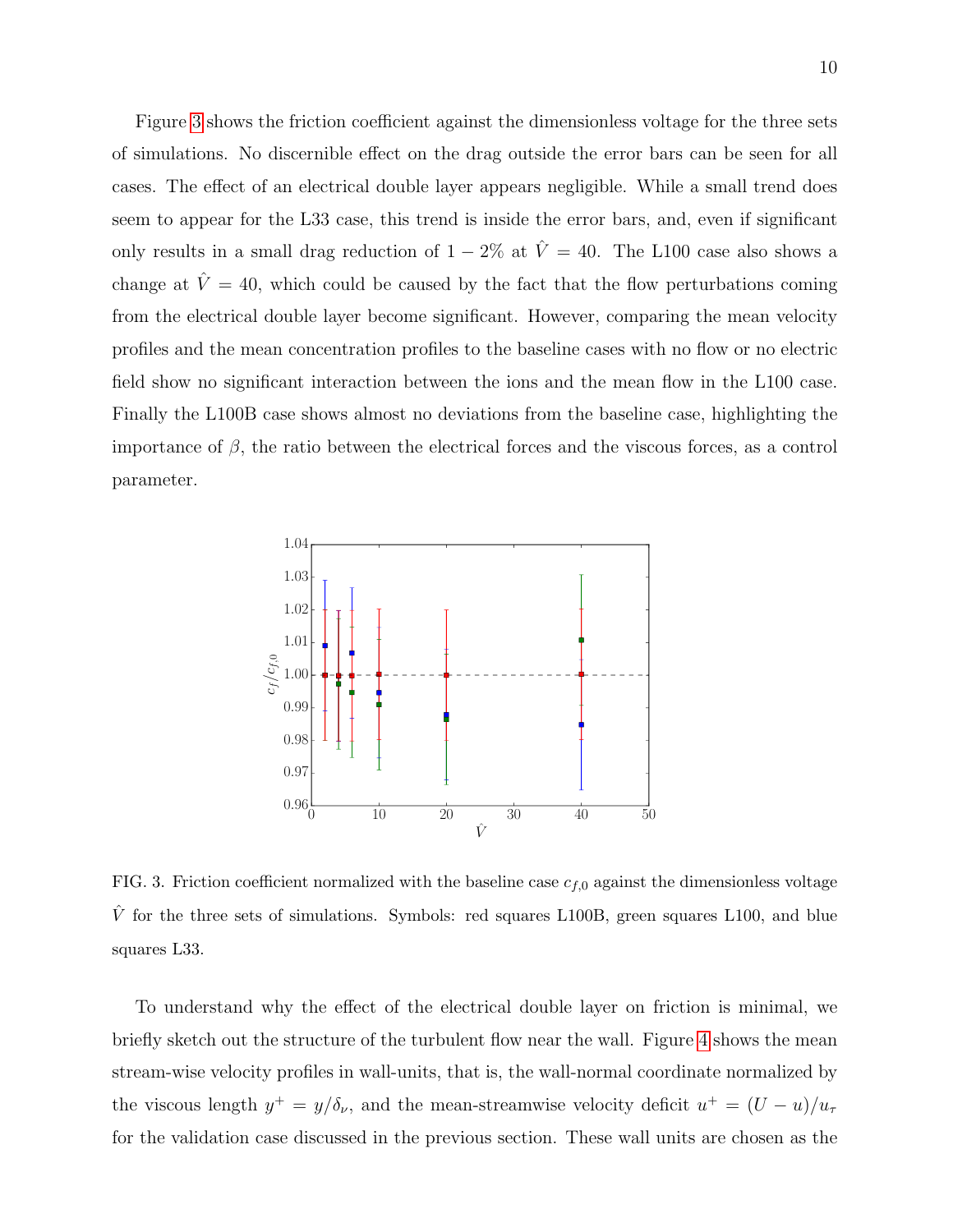Figure 3 shows the friction coefficient against the dimensionless voltage for the three sets of simulations. No discernible effect on the drag outside the error bars can be seen for all cases. The effect of an electrical double layer appears negligible. While a small trend does seem to appear for the L33 case, this trend is inside the error bars, and, even if significant only results in a small drag reduction of $1-2\%$ at $\hat{V}=40$. The L100 case also shows a change at $\hat{V}=40$, which could be caused by the fact that the flow perturbations coming from the electrical double layer become significant. However, comparing the mean velocity profiles and the mean concentration profiles to the baseline cases with no flow or no electric field show no significant interaction between the ions and the mean flow in the L100 case. Finally the L100B case shows almost no deviations from the baseline case, highlighting the importance of $\beta$, the ratio between the electrical forces and the viscous forces, as a control parameter.

FIG. 3. Friction coefficient normalized with the baseline case $c_{f,0}$ against the dimensionless voltage $\hat{V}$ for the three sets of simulations. Symbols: red squares L100B, green squares L100, and blue squares L33.

To understand why the effect of the electrical double layer on friction is minimal, we briefly sketch out the structure of the turbulent flow near the wall. Figure 4 shows the mean stream-wise velocity profiles in wall-units, that is, the wall-normal coordinate normalized by the viscous length $y^+ = y/\delta_\nu$, and the mean-streamwise velocity deficit $u^+ = (U-u)/u_\tau$ for the validation case discussed in the previous section. These wall units are chosen as the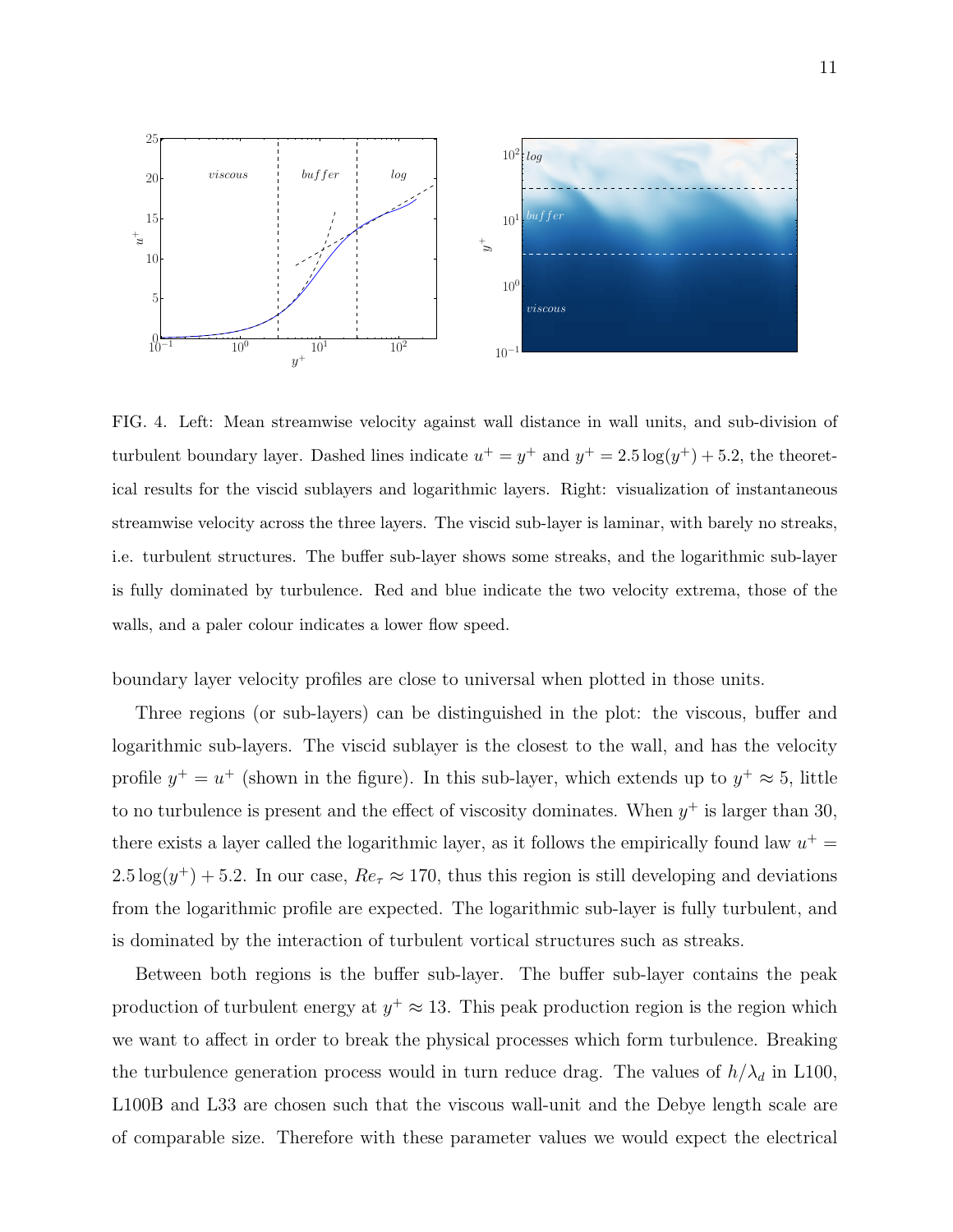FIG. 4. Left: Mean streamwise velocity against wall distance in wall units, and sub-division of turbulent boundary layer. Dashed lines indicate $u^+ = y^+$ and $y^+ = 2.5\log(y^+) + 5.2$, the theoretical results for the viscid sublayers and logarithmic layers. Right: visualization of instantaneous streamwise velocity across the three layers. The viscid sub-layer is laminar, with barely no streaks, i.e. turbulent structures. The buffer sub-layer shows some streaks, and the logarithmic sub-layer is fully dominated by turbulence. Red and blue indicate the two velocity extrema, those of the walls, and a paler colour indicates a lower flow speed.

boundary layer velocity profiles are close to universal when plotted in those units.

Three regions (or sub-layers) can be distinguished in the plot: the viscous, buffer and logarithmic sub-layers. The viscid sublayer is the closest to the wall, and has the velocity profile $y^+ = u^+$ (shown in the figure). In this sub-layer, which extends up to $y^+ \approx 5$, little to no turbulence is present and the effect of viscosity dominates. When $y^+$ is larger than 30, there exists a layer called the logarithmic layer, as it follows the empirically found law $u^+ = 2.5\log(y^+) + 5.2$. In our case, $Re_\tau \approx 170$, thus this region is still developing and deviations from the logarithmic profile are expected. The logarithmic sub-layer is fully turbulent, and is dominated by the interaction of turbulent vortical structures such as streaks.

Between both regions is the buffer sub-layer. The buffer sub-layer contains the peak production of turbulent energy at $y^+ \approx 13$. This peak production region is the region which we want to affect in order to break the physical processes which form turbulence. Breaking the turbulence generation process would in turn reduce drag. The values of $h/\lambda_d$ in L100, L100B and L33 are chosen such that the viscous wall-unit and the Debye length scale are of comparable size. Therefore with these parameter values we would expect the electrical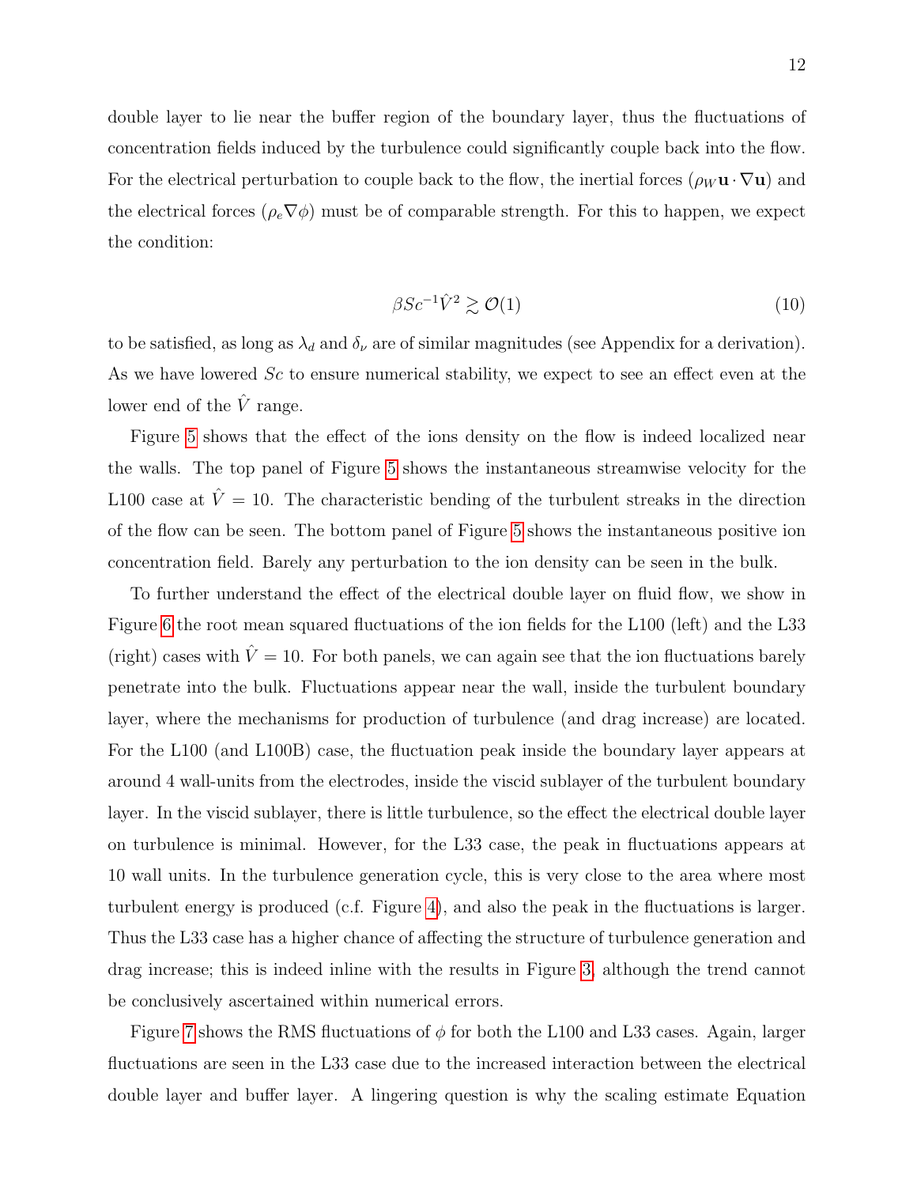double layer to lie near the buffer region of the boundary layer, thus the fluctuations of concentration fields induced by the turbulence could significantly couple back into the flow. For the electrical perturbation to couple back to the flow, the inertial forces ($\rho_W \mathbf{u} \cdot \nabla \mathbf{u}$) and the electrical forces ($\rho_e \nabla \phi$) must be of comparable strength. For this to happen, we expect the condition:

$$\beta Sc^{-1} \hat{V}^2 \gtrsim \mathcal{O}(1) \tag{10}$$

to be satisfied, as long as $\lambda_d$ and $\delta_\nu$ are of similar magnitudes (see Appendix for a derivation). As we have lowered $Sc$ to ensure numerical stability, we expect to see an effect even at the lower end of the $\hat{V}$ range.

Figure 5 shows that the effect of the ions density on the flow is indeed localized near the walls. The top panel of Figure 5 shows the instantaneous streamwise velocity for the L100 case at $\hat{V} = 10$. The characteristic bending of the turbulent streaks in the direction of the flow can be seen. The bottom panel of Figure 5 shows the instantaneous positive ion concentration field. Barely any perturbation to the ion density can be seen in the bulk.

To further understand the effect of the electrical double layer on fluid flow, we show in Figure 6 the root mean squared fluctuations of the ion fields for the L100 (left) and the L33 (right) cases with $\hat{V} = 10$. For both panels, we can again see that the ion fluctuations barely penetrate into the bulk. Fluctuations appear near the wall, inside the turbulent boundary layer, where the mechanisms for production of turbulence (and drag increase) are located. For the L100 (and L100B) case, the fluctuation peak inside the boundary layer appears at around 4 wall-units from the electrodes, inside the viscid sublayer of the turbulent boundary layer. In the viscid sublayer, there is little turbulence, so the effect the electrical double layer on turbulence is minimal. However, for the L33 case, the peak in fluctuations appears at 10 wall units. In the turbulence generation cycle, this is very close to the area where most turbulent energy is produced (c.f. Figure 4), and also the peak in the fluctuations is larger. Thus the L33 case has a higher chance of affecting the structure of turbulence generation and drag increase; this is indeed inline with the results in Figure 3, although the trend cannot be conclusively ascertained within numerical errors.

Figure 7 shows the RMS fluctuations of $\phi$ for both the L100 and L33 cases. Again, larger fluctuations are seen in the L33 case due to the increased interaction between the electrical double layer and buffer layer. A lingering question is why the scaling estimate Equation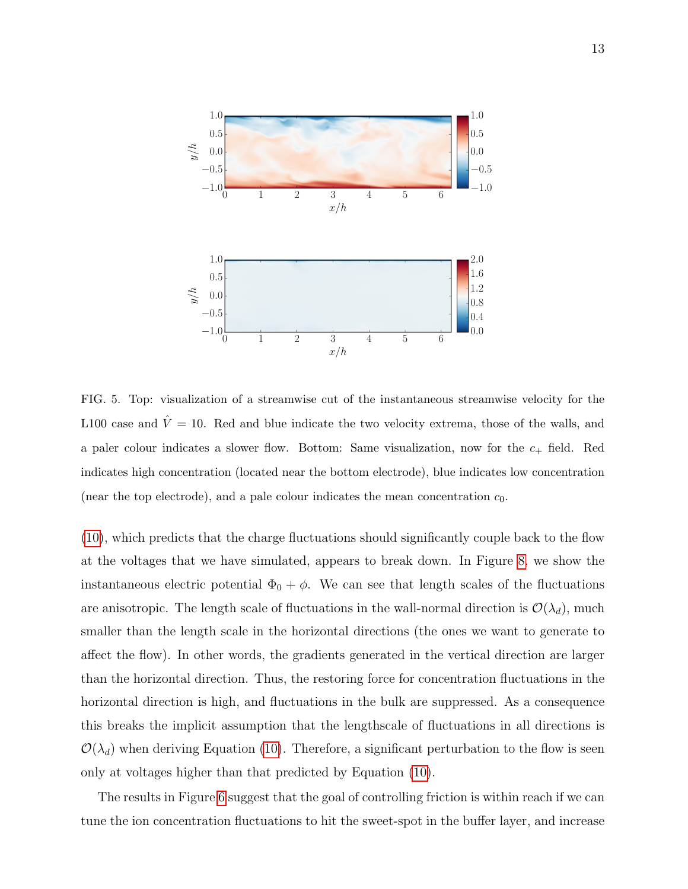FIG. 5. Top: visualization of a streamwise cut of the instantaneous streamwise velocity for the L100 case and $\hat{V} = 10$. Red and blue indicate the two velocity extrema, those of the walls, and a paler colour indicates a slower flow. Bottom: Same visualization, now for the $c_+$ field. Red indicates high concentration (located near the bottom electrode), blue indicates low concentration (near the top electrode), and a pale colour indicates the mean concentration $c_0$.

(10), which predicts that the charge fluctuations should significantly couple back to the flow at the voltages that we have simulated, appears to break down. In Figure 8, we show the instantaneous electric potential $\Phi_0 + \phi$. We can see that length scales of the fluctuations are anisotropic. The length scale of fluctuations in the wall-normal direction is $\mathcal{O}(\lambda_d)$, much smaller than the length scale in the horizontal directions (the ones we want to generate to affect the flow). In other words, the gradients generated in the vertical direction are larger than the horizontal direction. Thus, the restoring force for concentration fluctuations in the horizontal direction is high, and fluctuations in the bulk are suppressed. As a consequence this breaks the implicit assumption that the lengthscale of fluctuations in all directions is $\mathcal{O}(\lambda_d)$ when deriving Equation (10). Therefore, a significant perturbation to the flow is seen only at voltages higher than that predicted by Equation (10).

The results in Figure 6 suggest that the goal of controlling friction is within reach if we can tune the ion concentration fluctuations to hit the sweet-spot in the buffer layer, and increase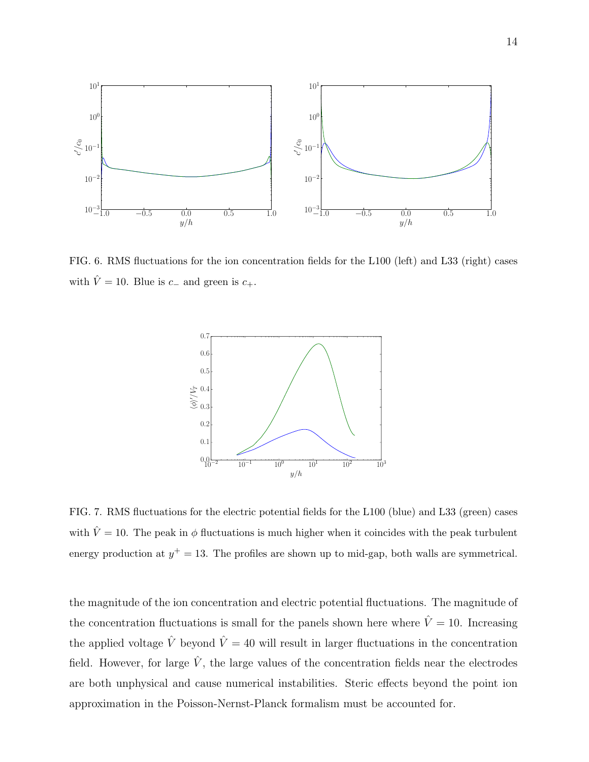FIG. 6. RMS fluctuations for the ion concentration fields for the L100 (left) and L33 (right) cases with $\hat{V} = 10$. Blue is $c_-$ and green is $c_+$.

FIG. 7. RMS fluctuations for the electric potential fields for the L100 (blue) and L33 (green) cases with $\hat{V} = 10$. The peak in $\phi$ fluctuations is much higher when it coincides with the peak turbulent energy production at $y^+ = 13$. The profiles are shown up to mid-gap, both walls are symmetrical.

the magnitude of the ion concentration and electric potential fluctuations. The magnitude of the concentration fluctuations is small for the panels shown here where $\hat{V} = 10$. Increasing the applied voltage $\hat{V}$ beyond $\hat{V} = 40$ will result in larger fluctuations in the concentration field. However, for large $\hat{V}$, the large values of the concentration fields near the electrodes are both unphysical and cause numerical instabilities. Steric effects beyond the point ion approximation in the Poisson-Nernst-Planck formalism must be accounted for.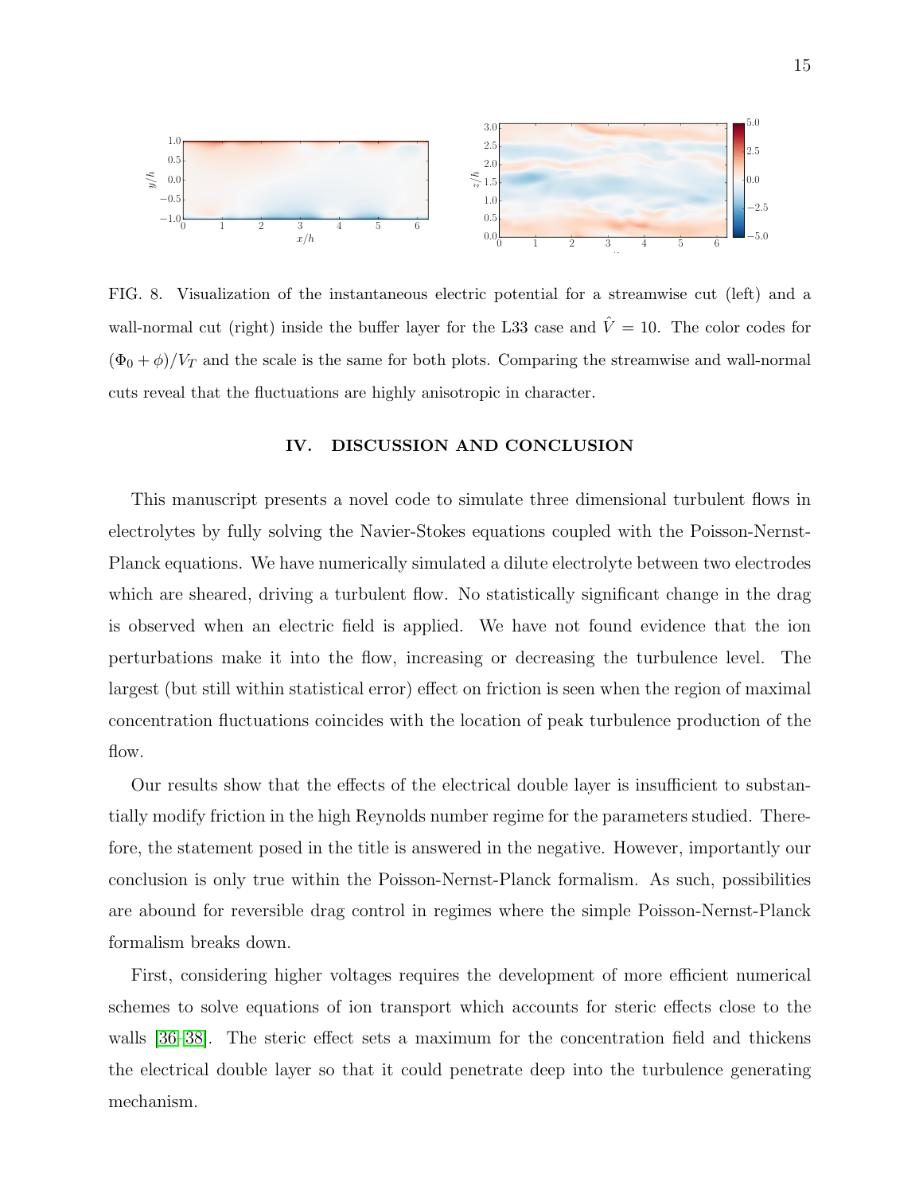FIG. 8. Visualization of the instantaneous electric potential for a streamwise cut (left) and a wall-normal cut (right) inside the buffer layer for the L33 case and $\hat{V} = 10$. The color codes for $(\Phi_0 + \phi)/V_T$ and the scale is the same for both plots. Comparing the streamwise and wall-normal cuts reveal that the fluctuations are highly anisotropic in character.

## IV. DISCUSSION AND CONCLUSION

This manuscript presents a novel code to simulate three dimensional turbulent flows in electrolytes by fully solving the Navier-Stokes equations coupled with the Poisson-Nernst-Planck equations. We have numerically simulated a dilute electrolyte between two electrodes which are sheared, driving a turbulent flow. No statistically significant change in the drag is observed when an electric field is applied. We have not found evidence that the ion perturbations make it into the flow, increasing or decreasing the turbulence level. The largest (but still within statistical error) effect on friction is seen when the region of maximal concentration fluctuations coincides with the location of peak turbulence production of the flow.

Our results show that the effects of the electrical double layer is insufficient to substantially modify friction in the high Reynolds number regime for the parameters studied. Therefore, the statement posed in the title is answered in the negative. However, importantly our conclusion is only true within the Poisson-Nernst-Planck formalism. As such, possibilities are abound for reversible drag control in regimes where the simple Poisson-Nernst-Planck formalism breaks down.

First, considering higher voltages requires the development of more efficient numerical schemes to solve equations of ion transport which accounts for steric effects close to the walls [36–38]. The steric effect sets a maximum for the concentration field and thickens the electrical double layer so that it could penetrate deep into the turbulence generating mechanism.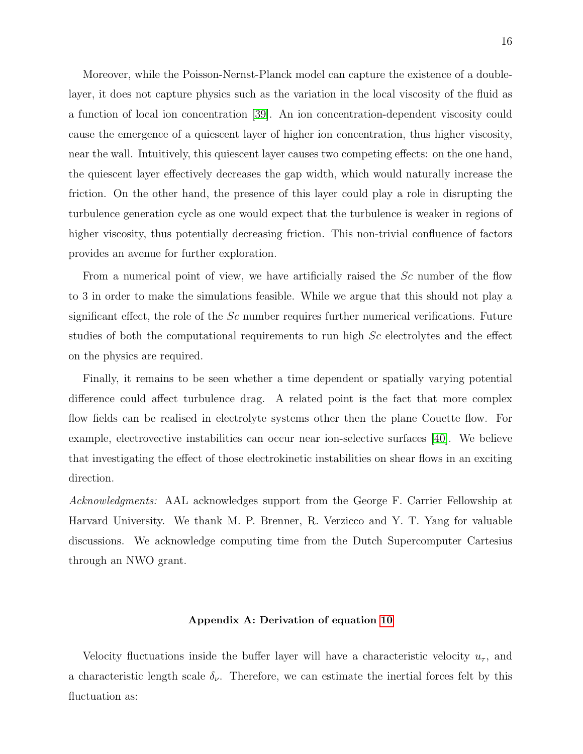Moreover, while the Poisson-Nernst-Planck model can capture the existence of a double-layer, it does not capture physics such as the variation in the local viscosity of the fluid as a function of local ion concentration [39]. An ion concentration-dependent viscosity could cause the emergence of a quiescent layer of higher ion concentration, thus higher viscosity, near the wall. Intuitively, this quiescent layer causes two competing effects: on the one hand, the quiescent layer effectively decreases the gap width, which would naturally increase the friction. On the other hand, the presence of this layer could play a role in disrupting the turbulence generation cycle as one would expect that the turbulence is weaker in regions of higher viscosity, thus potentially decreasing friction. This non-trivial confluence of factors provides an avenue for further exploration.

From a numerical point of view, we have artificially raised the $Sc$ number of the flow to 3 in order to make the simulations feasible. While we argue that this should not play a significant effect, the role of the $Sc$ number requires further numerical verifications. Future studies of both the computational requirements to run high $Sc$ electrolytes and the effect on the physics are required.

Finally, it remains to be seen whether a time dependent or spatially varying potential difference could affect turbulence drag. A related point is the fact that more complex flow fields can be realised in electrolyte systems other then the plane Couette flow. For example, electrovective instabilities can occur near ion-selective surfaces [40]. We believe that investigating the effect of those electrokinetic instabilities on shear flows in an exciting direction.

*Acknowledgments:* AAL acknowledges support from the George F. Carrier Fellowship at Harvard University. We thank M. P. Brenner, R. Verzicco and Y. T. Yang for valuable discussions. We acknowledge computing time from the Dutch Supercomputer Cartesius through an NWO grant.

### Appendix A: Derivation of equation 10

Velocity fluctuations inside the buffer layer will have a characteristic velocity $u_\tau$, and a characteristic length scale $\delta_\nu$. Therefore, we can estimate the inertial forces felt by this fluctuation as: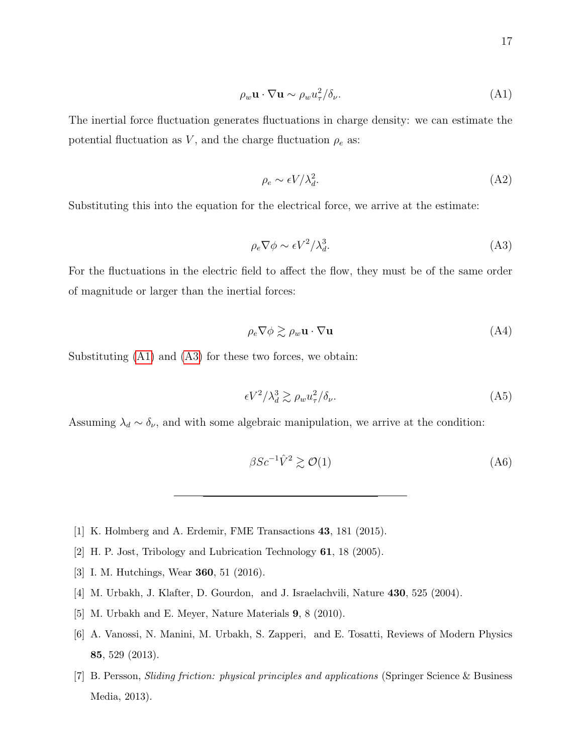$$\rho_w \mathbf{u} \cdot \nabla \mathbf{u} \sim \rho_w u_\tau^2 / \delta_\nu. \tag{A1}$$

The inertial force fluctuation generates fluctuations in charge density: we can estimate the potential fluctuation as $V$, and the charge fluctuation $\rho_e$ as:

$$\rho_e \sim \epsilon V / \lambda_d^2. \tag{A2}$$

Substituting this into the equation for the electrical force, we arrive at the estimate:

$$\rho_e \nabla \phi \sim \epsilon V^2 / \lambda_d^3. \tag{A3}$$

For the fluctuations in the electric field to affect the flow, they must be of the same order of magnitude or larger than the inertial forces:

$$\rho_e \nabla \phi \gtrsim \rho_w \mathbf{u} \cdot \nabla \mathbf{u} \tag{A4}$$

Substituting (A1) and (A3) for these two forces, we obtain:

$$\epsilon V^2 / \lambda_d^3 \gtrsim \rho_w u_\tau^2 / \delta_\nu. \tag{A5}$$

Assuming $\lambda_d \sim \delta_\nu$, and with some algebraic manipulation, we arrive at the condition:

$$\beta Sc^{-1} \hat{V}^2 \gtrsim \mathcal{O}(1) \tag{A6}$$

---

[1] K. Holmberg and A. Erdemir, FME Transactions **43**, 181 (2015).

[2] H. P. Jost, Tribology and Lubrication Technology **61**, 18 (2005).

[3] I. M. Hutchings, Wear **360**, 51 (2016).

[4] M. Urbakh, J. Klafter, D. Gourdon, and J. Israelachvili, Nature **430**, 525 (2004).

[5] M. Urbakh and E. Meyer, Nature Materials **9**, 8 (2010).

[6] A. Vanossi, N. Manini, M. Urbakh, S. Zapperi, and E. Tosatti, Reviews of Modern Physics **85**, 529 (2013).

[7] B. Persson, *Sliding friction: physical principles and applications* (Springer Science & Business Media, 2013).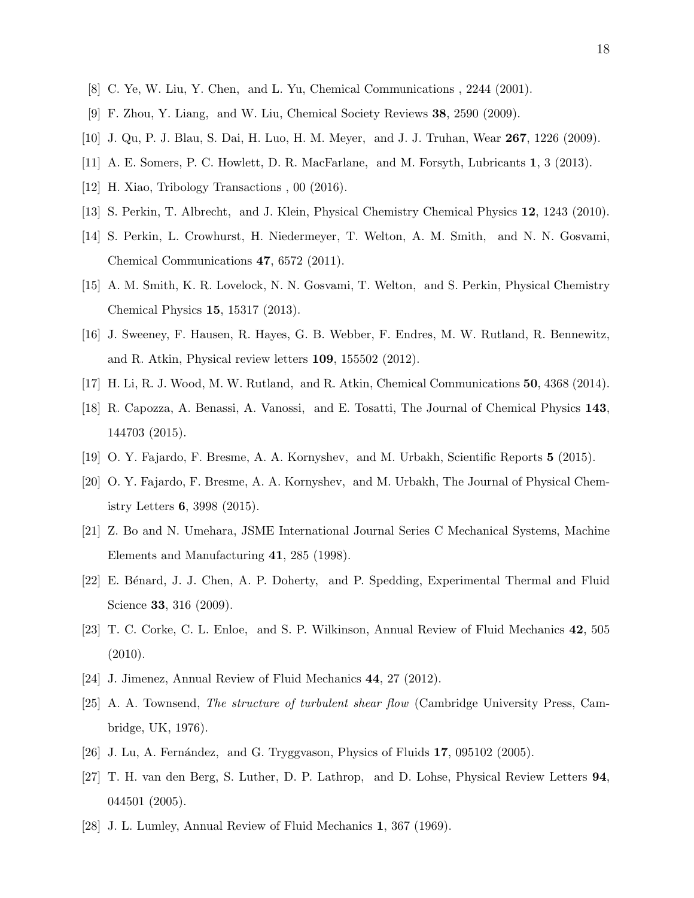[8] C. Ye, W. Liu, Y. Chen, and L. Yu, Chemical Communications , 2244 (2001).

[9] F. Zhou, Y. Liang, and W. Liu, Chemical Society Reviews **38**, 2590 (2009).

[10] J. Qu, P. J. Blau, S. Dai, H. Luo, H. M. Meyer, and J. J. Truhan, Wear **267**, 1226 (2009).

[11] A. E. Somers, P. C. Howlett, D. R. MacFarlane, and M. Forsyth, Lubricants **1**, 3 (2013).

[12] H. Xiao, Tribology Transactions , 00 (2016).

[13] S. Perkin, T. Albrecht, and J. Klein, Physical Chemistry Chemical Physics **12**, 1243 (2010).

[14] S. Perkin, L. Crowhurst, H. Niedermeyer, T. Welton, A. M. Smith, and N. N. Gosvami, Chemical Communications **47**, 6572 (2011).

[15] A. M. Smith, K. R. Lovelock, N. N. Gosvami, T. Welton, and S. Perkin, Physical Chemistry Chemical Physics **15**, 15317 (2013).

[16] J. Sweeney, F. Hausen, R. Hayes, G. B. Webber, F. Endres, M. W. Rutland, R. Bennewitz, and R. Atkin, Physical review letters **109**, 155502 (2012).

[17] H. Li, R. J. Wood, M. W. Rutland, and R. Atkin, Chemical Communications **50**, 4368 (2014).

[18] R. Capozza, A. Benassi, A. Vanossi, and E. Tosatti, The Journal of Chemical Physics **143**, 144703 (2015).

[19] O. Y. Fajardo, F. Bresme, A. A. Kornyshev, and M. Urbakh, Scientific Reports **5** (2015).

[20] O. Y. Fajardo, F. Bresme, A. A. Kornyshev, and M. Urbakh, The Journal of Physical Chemistry Letters **6**, 3998 (2015).

[21] Z. Bo and N. Umehara, JSME International Journal Series C Mechanical Systems, Machine Elements and Manufacturing **41**, 285 (1998).

[22] E. Bénard, J. J. Chen, A. P. Doherty, and P. Spedding, Experimental Thermal and Fluid Science **33**, 316 (2009).

[23] T. C. Corke, C. L. Enloe, and S. P. Wilkinson, Annual Review of Fluid Mechanics **42**, 505 (2010).

[24] J. Jimenez, Annual Review of Fluid Mechanics **44**, 27 (2012).

[25] A. A. Townsend, *The structure of turbulent shear flow* (Cambridge University Press, Cambridge, UK, 1976).

[26] J. Lu, A. Fernández, and G. Tryggvason, Physics of Fluids **17**, 095102 (2005).

[27] T. H. van den Berg, S. Luther, D. P. Lathrop, and D. Lohse, Physical Review Letters **94**, 044501 (2005).

[28] J. L. Lumley, Annual Review of Fluid Mechanics **1**, 367 (1969).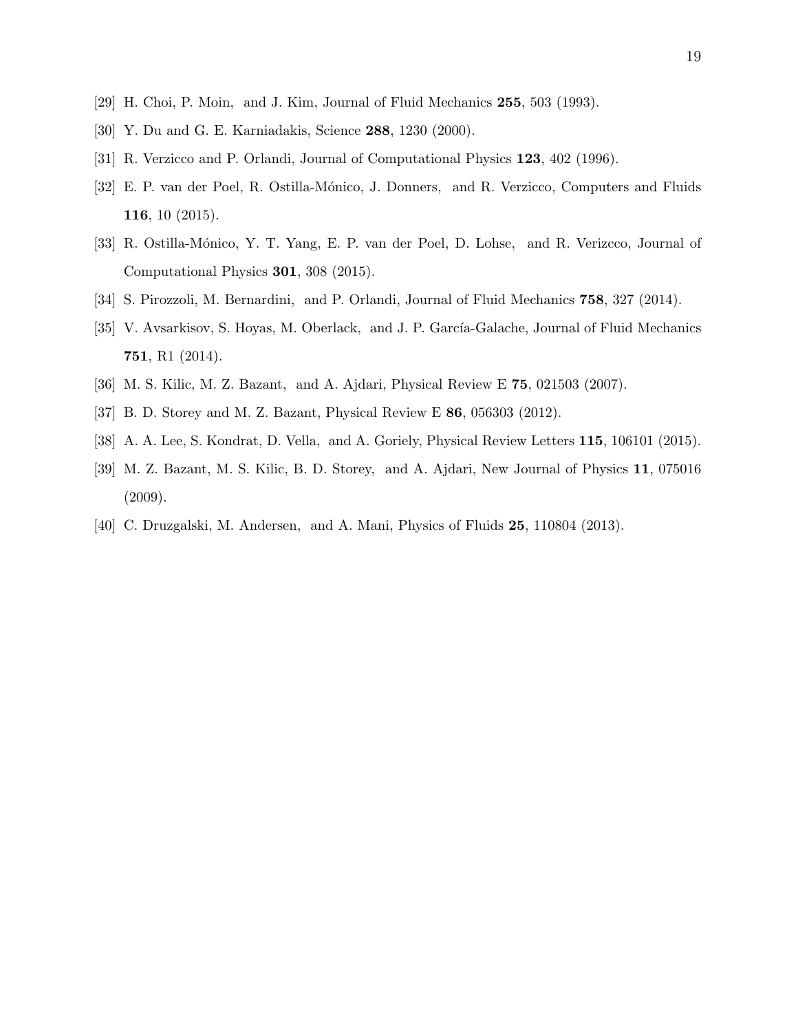[29] H. Choi, P. Moin, and J. Kim, Journal of Fluid Mechanics **255**, 503 (1993).

[30] Y. Du and G. E. Karniadakis, Science **288**, 1230 (2000).

[31] R. Verzicco and P. Orlandi, Journal of Computational Physics **123**, 402 (1996).

[32] E. P. van der Poel, R. Ostilla-Mónico, J. Donners, and R. Verzicco, Computers and Fluids **116**, 10 (2015).

[33] R. Ostilla-Mónico, Y. T. Yang, E. P. van der Poel, D. Lohse, and R. Verizcco, Journal of Computational Physics **301**, 308 (2015).

[34] S. Pirozzoli, M. Bernardini, and P. Orlandi, Journal of Fluid Mechanics **758**, 327 (2014).

[35] V. Avsarkisov, S. Hoyas, M. Oberlack, and J. P. García-Galache, Journal of Fluid Mechanics **751**, R1 (2014).

[36] M. S. Kilic, M. Z. Bazant, and A. Ajdari, Physical Review E **75**, 021503 (2007).

[37] B. D. Storey and M. Z. Bazant, Physical Review E **86**, 056303 (2012).

[38] A. A. Lee, S. Kondrat, D. Vella, and A. Goriely, Physical Review Letters **115**, 106101 (2015).

[39] M. Z. Bazant, M. S. Kilic, B. D. Storey, and A. Ajdari, New Journal of Physics **11**, 075016 (2009).

[40] C. Druzgalski, M. Andersen, and A. Mani, Physics of Fluids **25**, 110804 (2013).